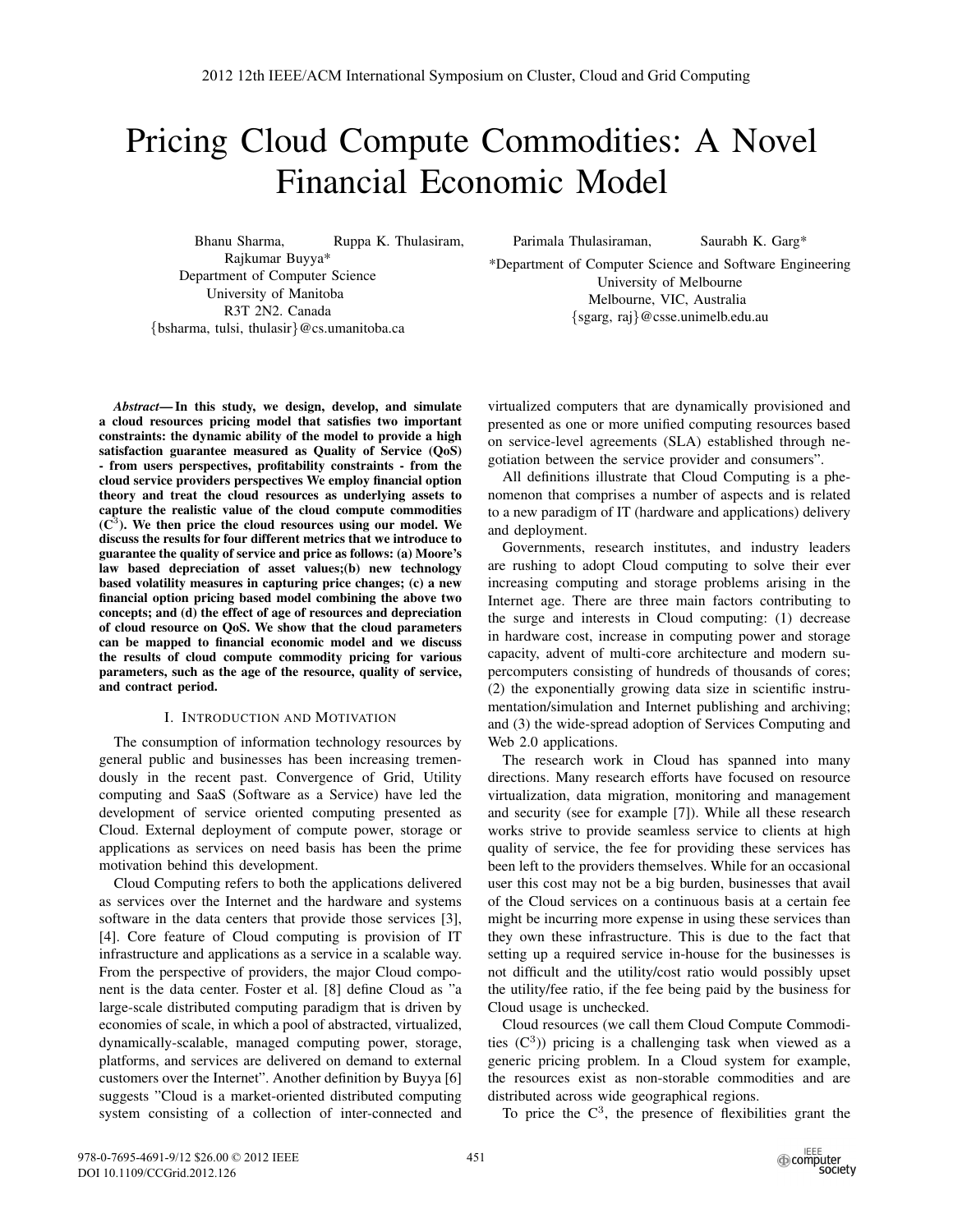# Pricing Cloud Compute Commodities: A Novel Financial Economic Model

Bhanu Sharma, Ruppa K. Thulasiram, Rajkumar Buyya*
Department of Computer Science
University of Manitoba
R3T 2N2. Canada
{bsharma, tulsi, thulasir}@cs.umanitoba.ca

Parimala Thulasiraman, Saurabh K. Garg*
*Department of Computer Science and Software Engineering
University of Melbourne
Melbourne, VIC, Australia
{sgarg, raj}@csse.unimelb.edu.au

***Abstract*— In this study, we design, develop, and simulate a cloud resources pricing model that satisfies two important constraints: the dynamic ability of the model to provide a high satisfaction guarantee measured as Quality of Service (QoS) - from users perspectives, profitability constraints - from the cloud service providers perspectives We employ financial option theory and treat the cloud resources as underlying assets to capture the realistic value of the cloud compute commodities ($C^3$). We then price the cloud resources using our model. We discuss the results for four different metrics that we introduce to guarantee the quality of service and price as follows: (a) Moore's law based depreciation of asset values;(b) new technology based volatility measures in capturing price changes; (c) a new financial option pricing based model combining the above two concepts; and (d) the effect of age of resources and depreciation of cloud resource on QoS. We show that the cloud parameters can be mapped to financial economic model and we discuss the results of cloud compute commodity pricing for various parameters, such as the age of the resource, quality of service, and contract period.**

## I. Introduction and Motivation

The consumption of information technology resources by general public and businesses has been increasing tremendously in the recent past. Convergence of Grid, Utility computing and SaaS (Software as a Service) have led the development of service oriented computing presented as Cloud. External deployment of compute power, storage or applications as services on need basis has been the prime motivation behind this development.

Cloud Computing refers to both the applications delivered as services over the Internet and the hardware and systems software in the data centers that provide those services [3], [4]. Core feature of Cloud computing is provision of IT infrastructure and applications as a service in a scalable way. From the perspective of providers, the major Cloud component is the data center. Foster et al. [8] define Cloud as "a large-scale distributed computing paradigm that is driven by economies of scale, in which a pool of abstracted, virtualized, dynamically-scalable, managed computing power, storage, platforms, and services are delivered on demand to external customers over the Internet". Another definition by Buyya [6] suggests "Cloud is a market-oriented distributed computing system consisting of a collection of inter-connected and virtualized computers that are dynamically provisioned and presented as one or more unified computing resources based on service-level agreements (SLA) established through negotiation between the service provider and consumers".

All definitions illustrate that Cloud Computing is a phenomenon that comprises a number of aspects and is related to a new paradigm of IT (hardware and applications) delivery and deployment.

Governments, research institutes, and industry leaders are rushing to adopt Cloud computing to solve their ever increasing computing and storage problems arising in the Internet age. There are three main factors contributing to the surge and interests in Cloud computing: (1) decrease in hardware cost, increase in computing power and storage capacity, advent of multi-core architecture and modern supercomputers consisting of hundreds of thousands of cores; (2) the exponentially growing data size in scientific instrumentation/simulation and Internet publishing and archiving; and (3) the wide-spread adoption of Services Computing and Web 2.0 applications.

The research work in Cloud has spanned into many directions. Many research efforts have focused on resource virtualization, data migration, monitoring and management and security (see for example [7]). While all these research works strive to provide seamless service to clients at high quality of service, the fee for providing these services has been left to the providers themselves. While for an occasional user this cost may not be a big burden, businesses that avail of the Cloud services on a continuous basis at a certain fee might be incurring more expense in using these services than they own these infrastructure. This is due to the fact that setting up a required service in-house for the businesses is not difficult and the utility/cost ratio would possibly upset the utility/fee ratio, if the fee being paid by the business for Cloud usage is unchecked.

Cloud resources (we call them Cloud Compute Commodities ($C^3$)) pricing is a challenging task when viewed as a generic pricing problem. In a Cloud system for example, the resources exist as non-storable commodities and are distributed across wide geographical regions.

To price the $C^3$, the presence of flexibilities grant the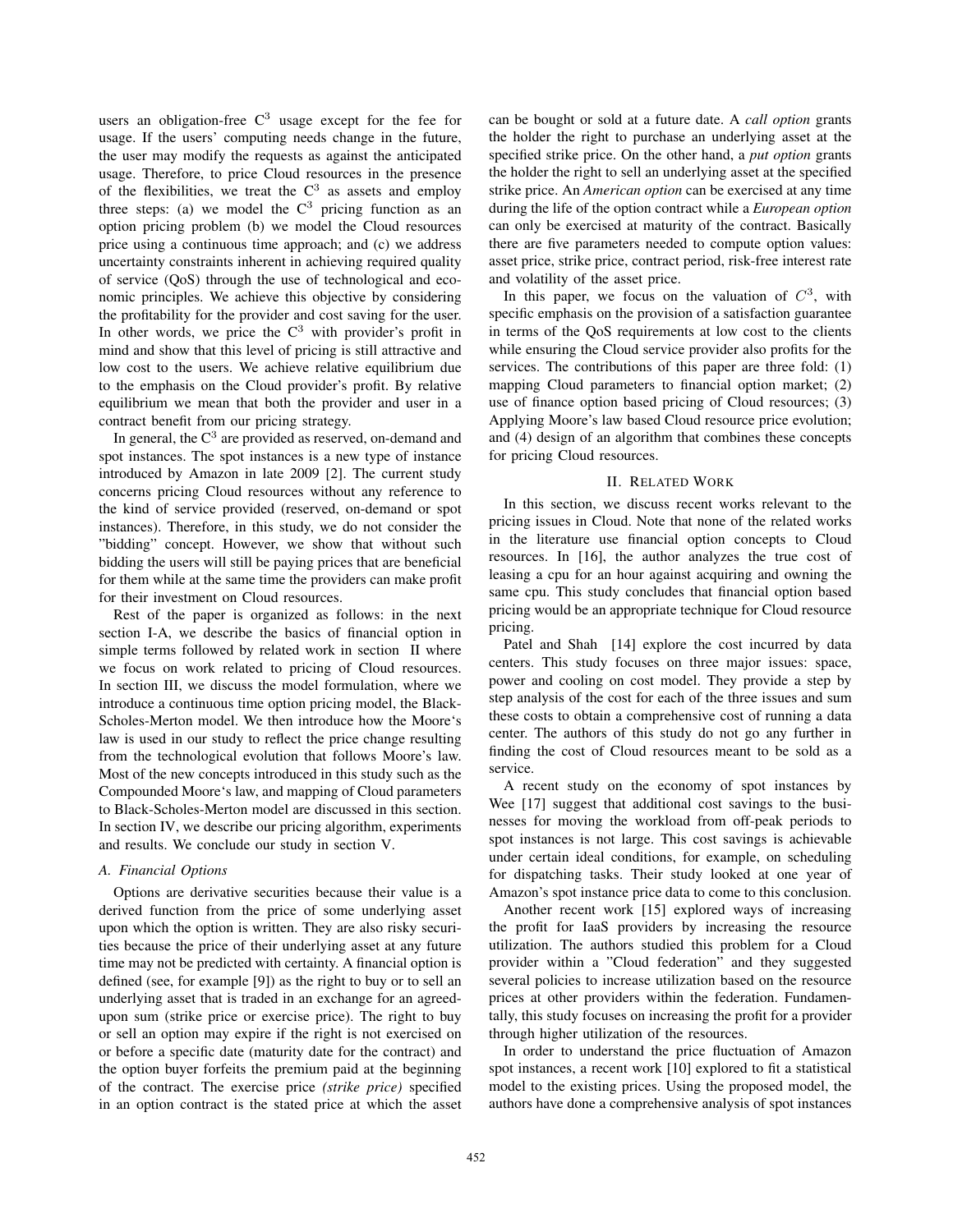users an obligation-free $C^3$ usage except for the fee for usage. If the users' computing needs change in the future, the user may modify the requests as against the anticipated usage. Therefore, to price Cloud resources in the presence of the flexibilities, we treat the $C^3$ as assets and employ three steps: (a) we model the $C^3$ pricing function as an option pricing problem (b) we model the Cloud resources price using a continuous time approach; and (c) we address uncertainty constraints inherent in achieving required quality of service (QoS) through the use of technological and economic principles. We achieve this objective by considering the profitability for the provider and cost saving for the user. In other words, we price the $C^3$ with provider's profit in mind and show that this level of pricing is still attractive and low cost to the users. We achieve relative equilibrium due to the emphasis on the Cloud provider's profit. By relative equilibrium we mean that both the provider and user in a contract benefit from our pricing strategy.

In general, the $C^3$ are provided as reserved, on-demand and spot instances. The spot instances is a new type of instance introduced by Amazon in late 2009 [2]. The current study concerns pricing Cloud resources without any reference to the kind of service provided (reserved, on-demand or spot instances). Therefore, in this study, we do not consider the "bidding" concept. However, we show that without such bidding the users will still be paying prices that are beneficial for them while at the same time the providers can make profit for their investment on Cloud resources.

Rest of the paper is organized as follows: in the next section I-A, we describe the basics of financial option in simple terms followed by related work in section II where we focus on work related to pricing of Cloud resources. In section III, we discuss the model formulation, where we introduce a continuous time option pricing model, the Black-Scholes-Merton model. We then introduce how the Moore's law is used in our study to reflect the price change resulting from the technological evolution that follows Moore's law. Most of the new concepts introduced in this study such as the Compounded Moore's law, and mapping of Cloud parameters to Black-Scholes-Merton model are discussed in this section. In section IV, we describe our pricing algorithm, experiments and results. We conclude our study in section V.

### A. Financial Options

Options are derivative securities because their value is a derived function from the price of some underlying asset upon which the option is written. They are also risky securities because the price of their underlying asset at any future time may not be predicted with certainty. A financial option is defined (see, for example [9]) as the right to buy or to sell an underlying asset that is traded in an exchange for an agreed-upon sum (strike price or exercise price). The right to buy or sell an option may expire if the right is not exercised on or before a specific date (maturity date for the contract) and the option buyer forfeits the premium paid at the beginning of the contract. The exercise price *(strike price)* specified in an option contract is the stated price at which the asset can be bought or sold at a future date. A *call option* grants the holder the right to purchase an underlying asset at the specified strike price. On the other hand, a *put option* grants the holder the right to sell an underlying asset at the specified strike price. An *American option* can be exercised at any time during the life of the option contract while a *European option* can only be exercised at maturity of the contract. Basically there are five parameters needed to compute option values: asset price, strike price, contract period, risk-free interest rate and volatility of the asset price.

In this paper, we focus on the valuation of $C^3$, with specific emphasis on the provision of a satisfaction guarantee in terms of the QoS requirements at low cost to the clients while ensuring the Cloud service provider also profits for the services. The contributions of this paper are three fold: (1) mapping Cloud parameters to financial option market; (2) use of finance option based pricing of Cloud resources; (3) Applying Moore's law based Cloud resource price evolution; and (4) design of an algorithm that combines these concepts for pricing Cloud resources.

## II. Related Work

In this section, we discuss recent works relevant to the pricing issues in Cloud. Note that none of the related works in the literature use financial option concepts to Cloud resources. In [16], the author analyzes the true cost of leasing a cpu for an hour against acquiring and owning the same cpu. This study concludes that financial option based pricing would be an appropriate technique for Cloud resource pricing.

Patel and Shah [14] explore the cost incurred by data centers. This study focuses on three major issues: space, power and cooling on cost model. They provide a step by step analysis of the cost for each of the three issues and sum these costs to obtain a comprehensive cost of running a data center. The authors of this study do not go any further in finding the cost of Cloud resources meant to be sold as a service.

A recent study on the economy of spot instances by Wee [17] suggest that additional cost savings to the businesses for moving the workload from off-peak periods to spot instances is not large. This cost savings is achievable under certain ideal conditions, for example, on scheduling for dispatching tasks. Their study looked at one year of Amazon's spot instance price data to come to this conclusion.

Another recent work [15] explored ways of increasing the profit for IaaS providers by increasing the resource utilization. The authors studied this problem for a Cloud provider within a "Cloud federation" and they suggested several policies to increase utilization based on the resource prices at other providers within the federation. Fundamentally, this study focuses on increasing the profit for a provider through higher utilization of the resources.

In order to understand the price fluctuation of Amazon spot instances, a recent work [10] explored to fit a statistical model to the existing prices. Using the proposed model, the authors have done a comprehensive analysis of spot instances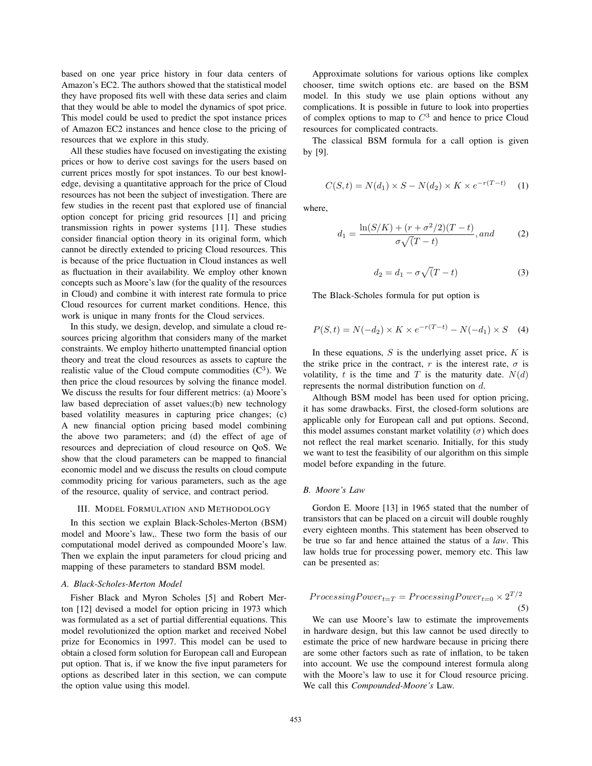based on one year price history in four data centers of Amazon's EC2. The authors showed that the statistical model they have proposed fits well with these data series and claim that they would be able to model the dynamics of spot price. This model could be used to predict the spot instance prices of Amazon EC2 instances and hence close to the pricing of resources that we explore in this study.

All these studies have focused on investigating the existing prices or how to derive cost savings for the users based on current prices mostly for spot instances. To our best knowledge, devising a quantitative approach for the price of Cloud resources has not been the subject of investigation. There are few studies in the recent past that explored use of financial option concept for pricing grid resources [1] and pricing transmission rights in power systems [11]. These studies consider financial option theory in its original form, which cannot be directly extended to pricing Cloud resources. This is because of the price fluctuation in Cloud instances as well as fluctuation in their availability. We employ other known concepts such as Moore's law (for the quality of the resources in Cloud) and combine it with interest rate formula to price Cloud resources for current market conditions. Hence, this work is unique in many fronts for the Cloud services.

In this study, we design, develop, and simulate a cloud resources pricing algorithm that considers many of the market constraints. We employ hitherto unattempted financial option theory and treat the cloud resources as assets to capture the realistic value of the Cloud compute commodities ($C^3$). We then price the cloud resources by solving the finance model. We discuss the results for four different metrics: (a) Moore's law based depreciation of asset values;(b) new technology based volatility measures in capturing price changes; (c) A new financial option pricing based model combining the above two parameters; and (d) the effect of age of resources and depreciation of cloud resource on QoS. We show that the cloud parameters can be mapped to financial economic model and we discuss the results on cloud compute commodity pricing for various parameters, such as the age of the resource, quality of service, and contract period.

## III. Model Formulation and Methodology

In this section we explain Black-Scholes-Merton (BSM) model and Moore's law,. These two form the basis of our computational model derived as compounded Moore's law. Then we explain the input parameters for cloud pricing and mapping of these parameters to standard BSM model.

### A. Black-Scholes-Merton Model

Fisher Black and Myron Scholes [5] and Robert Merton [12] devised a model for option pricing in 1973 which was formulated as a set of partial differential equations. This model revolutionized the option market and received Nobel prize for Economics in 1997. This model can be used to obtain a closed form solution for European call and European put option. That is, if we know the five input parameters for options as described later in this section, we can compute the option value using this model.

Approximate solutions for various options like complex chooser, time switch options etc. are based on the BSM model. In this study we use plain options without any complications. It is possible in future to look into properties of complex options to map to $C^3$ and hence to price Cloud resources for complicated contracts.

The classical BSM formula for a call option is given by [9].

$$C(S,t) = N(d_1) \times S - N(d_2) \times K \times e^{-r(T-t)} \quad (1)$$

where,

$$d_1 = \frac{\ln(S/K) + (r + \sigma^2/2)(T-t)}{\sigma\sqrt{(T-t)}}, and \quad (2)$$

$$d_2 = d_1 - \sigma\sqrt{(T-t)} \quad (3)$$

The Black-Scholes formula for put option is

$$P(S,t) = N(-d_2) \times K \times e^{-r(T-t)} - N(-d_1) \times S \quad (4)$$

In these equations, $S$ is the underlying asset price, $K$ is the strike price in the contract, $r$ is the interest rate, $\sigma$ is volatility, $t$ is the time and $T$ is the maturity date. $N(d)$ represents the normal distribution function on $d$.

Although BSM model has been used for option pricing, it has some drawbacks. First, the closed-form solutions are applicable only for European call and put options. Second, this model assumes constant market volatility ($\sigma$) which does not reflect the real market scenario. Initially, for this study we want to test the feasibility of our algorithm on this simple model before expanding in the future.

### B. Moore's Law

Gordon E. Moore [13] in 1965 stated that the number of transistors that can be placed on a circuit will double roughly every eighteen months. This statement has been observed to be true so far and hence attained the status of a *law*. This law holds true for processing power, memory etc. This law can be presented as:

$$ProcessingPower_{t=T} = ProcessingPower_{t=0} \times 2^{T/2} \quad (5)$$

We can use Moore's law to estimate the improvements in hardware design, but this law cannot be used directly to estimate the price of new hardware because in pricing there are some other factors such as rate of inflation, to be taken into account. We use the compound interest formula along with the Moore's law to use it for Cloud resource pricing. We call this *Compounded-Moore's* Law.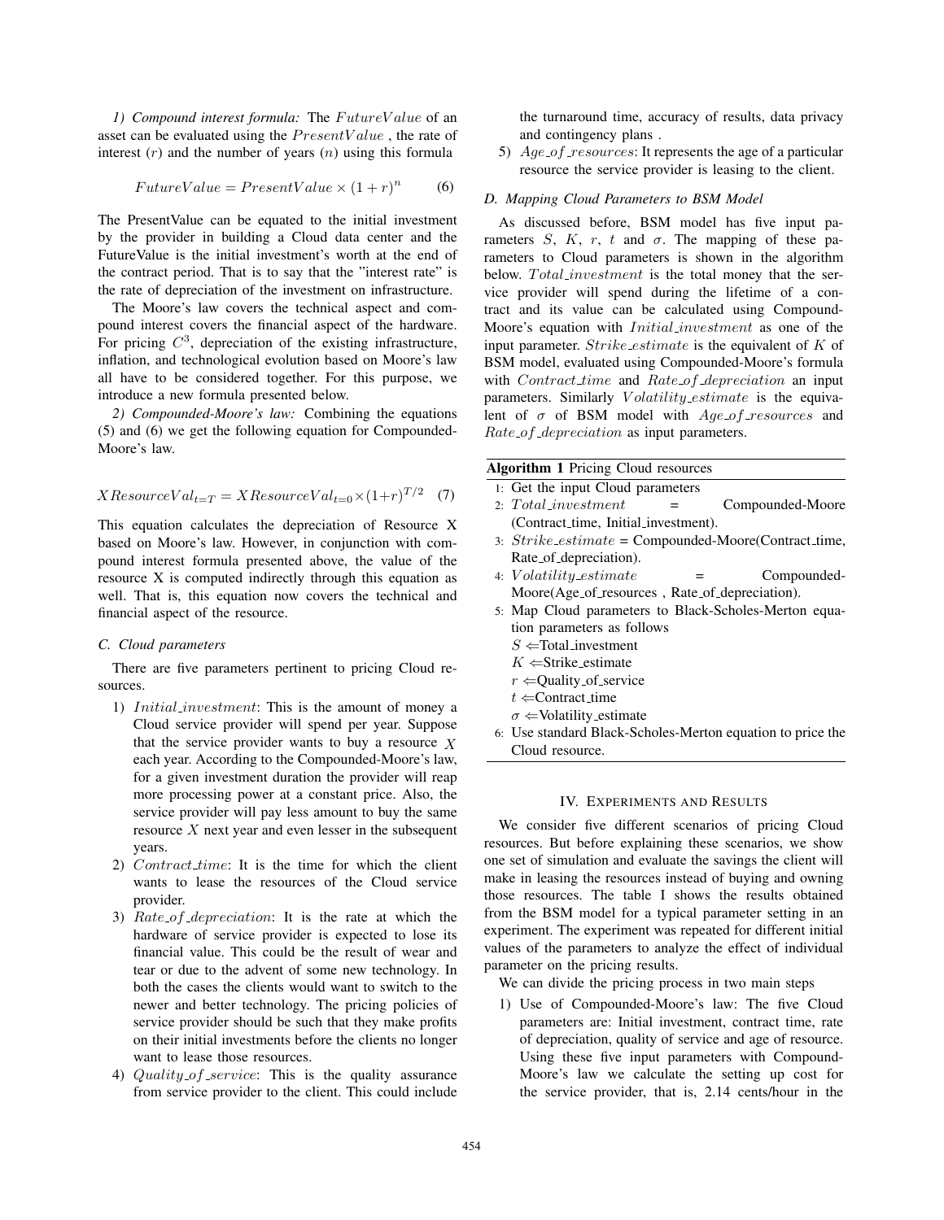*1) Compound interest formula:* The $FutureValue$ of an asset can be evaluated using the $PresentValue$ , the rate of interest ($r$) and the number of years ($n$) using this formula

$$FutureValue = PresentValue \times (1 + r)^n \tag{6}$$

The PresentValue can be equated to the initial investment by the provider in building a Cloud data center and the FutureValue is the initial investment's worth at the end of the contract period. That is to say that the "interest rate" is the rate of depreciation of the investment on infrastructure.

The Moore's law covers the technical aspect and compound interest covers the financial aspect of the hardware. For pricing $C^3$, depreciation of the existing infrastructure, inflation, and technological evolution based on Moore's law all have to be considered together. For this purpose, we introduce a new formula presented below.

*2) Compounded-Moore's law:* Combining the equations (5) and (6) we get the following equation for Compounded-Moore's law.

$$XResourceVal_{t=T} = XResourceVal_{t=0} \times (1+r)^{T/2} \tag{7}$$

This equation calculates the depreciation of Resource X based on Moore's law. However, in conjunction with compound interest formula presented above, the value of the resource X is computed indirectly through this equation as well. That is, this equation now covers the technical and financial aspect of the resource.

### C. Cloud parameters

There are five parameters pertinent to pricing Cloud resources.

1) $Initial\_investment$: This is the amount of money a Cloud service provider will spend per year. Suppose that the service provider wants to buy a resource $X$ each year. According to the Compounded-Moore's law, for a given investment duration the provider will reap more processing power at a constant price. Also, the service provider will pay less amount to buy the same resource $X$ next year and even lesser in the subsequent years.
2) $Contract\_time$: It is the time for which the client wants to lease the resources of the Cloud service provider.
3) $Rate\_of\_depreciation$: It is the rate at which the hardware of service provider is expected to lose its financial value. This could be the result of wear and tear or due to the advent of some new technology. In both the cases the clients would want to switch to the newer and better technology. The pricing policies of service provider should be such that they make profits on their initial investments before the clients no longer want to lease those resources.
4) $Quality\_of\_service$: This is the quality assurance from service provider to the client. This could include the turnaround time, accuracy of results, data privacy and contingency plans .
5) $Age\_of\_resources$: It represents the age of a particular resource the service provider is leasing to the client.

### D. Mapping Cloud Parameters to BSM Model

As discussed before, BSM model has five input parameters $S$, $K$, $r$, $t$ and $\sigma$. The mapping of these parameters to Cloud parameters is shown in the algorithm below. $Total\_investment$ is the total money that the service provider will spend during the lifetime of a contract and its value can be calculated using Compound-Moore's equation with $Initial\_investment$ as one of the input parameter. $Strike\_estimate$ is the equivalent of $K$ of BSM model, evaluated using Compounded-Moore's formula with $Contract\_time$ and $Rate\_of\_depreciation$ an input parameters. Similarly $Volatility\_estimate$ is the equivalent of $\sigma$ of BSM model with $Age\_of\_resources$ and $Rate\_of\_depreciation$ as input parameters.

**Algorithm 1** Pricing Cloud resources

1: Get the input Cloud parameters
2: $Total\_investment$ = Compounded-Moore (Contract_time, Initial_investment).
3: $Strike\_estimate$ = Compounded-Moore(Contract_time, Rate_of_depreciation).
4: $Volatility\_estimate$ = Compounded-Moore(Age_of_resources , Rate_of_depreciation).
5: Map Cloud parameters to Black-Scholes-Merton equation parameters as follows
   $S \Leftarrow$Total_investment
   $K \Leftarrow$Strike_estimate
   $r \Leftarrow$Quality_of_service
   $t \Leftarrow$Contract_time
   $\sigma \Leftarrow$Volatility_estimate
6: Use standard Black-Scholes-Merton equation to price the Cloud resource.

## IV. Experiments and Results

We consider five different scenarios of pricing Cloud resources. But before explaining these scenarios, we show one set of simulation and evaluate the savings the client will make in leasing the resources instead of buying and owning those resources. The table I shows the results obtained from the BSM model for a typical parameter setting in an experiment. The experiment was repeated for different initial values of the parameters to analyze the effect of individual parameter on the pricing results.

We can divide the pricing process in two main steps

1) Use of Compounded-Moore's law: The five Cloud parameters are: Initial investment, contract time, rate of depreciation, quality of service and age of resource. Using these five input parameters with Compound-Moore's law we calculate the setting up cost for the service provider, that is, 2.14 cents/hour in the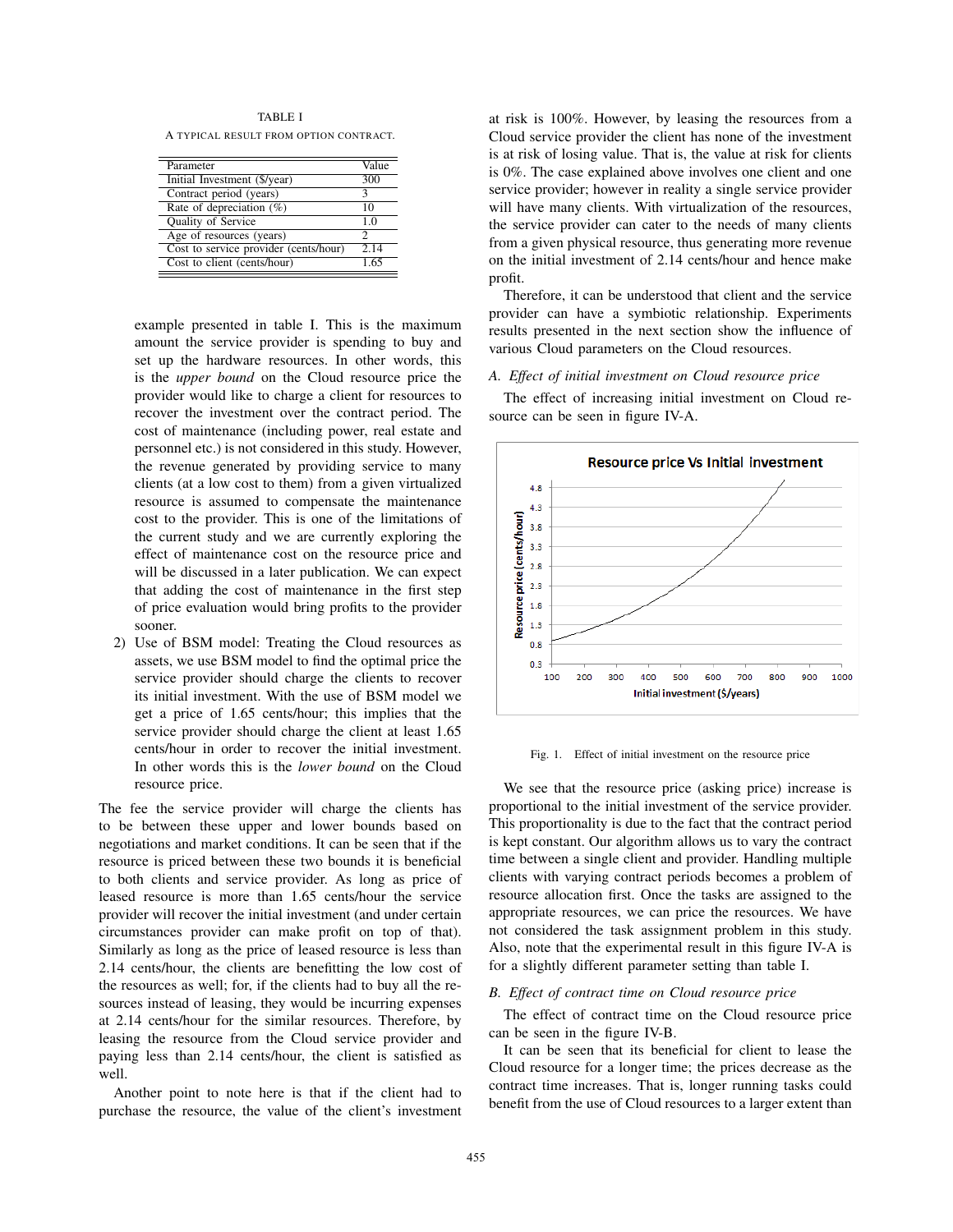TABLE I

A TYPICAL RESULT FROM OPTION CONTRACT.

| Parameter | Value |
|---|---|
| Initial Investment ($/year) | 300 |
| Contract period (years) | 3 |
| Rate of depreciation (%) | 10 |
| Quality of Service | 1.0 |
| Age of resources (years) | 2 |
| Cost to service provider (cents/hour) | 2.14 |
| Cost to client (cents/hour) | 1.65 |

example presented in table I. This is the maximum amount the service provider is spending to buy and set up the hardware resources. In other words, this is the *upper bound* on the Cloud resource price the provider would like to charge a client for resources to recover the investment over the contract period. The cost of maintenance (including power, real estate and personnel etc.) is not considered in this study. However, the revenue generated by providing service to many clients (at a low cost to them) from a given virtualized resource is assumed to compensate the maintenance cost to the provider. This is one of the limitations of the current study and we are currently exploring the effect of maintenance cost on the resource price and will be discussed in a later publication. We can expect that adding the cost of maintenance in the first step of price evaluation would bring profits to the provider sooner.

2) Use of BSM model: Treating the Cloud resources as assets, we use BSM model to find the optimal price the service provider should charge the clients to recover its initial investment. With the use of BSM model we get a price of 1.65 cents/hour; this implies that the service provider should charge the client at least 1.65 cents/hour in order to recover the initial investment. In other words this is the *lower bound* on the Cloud resource price.

The fee the service provider will charge the clients has to be between these upper and lower bounds based on negotiations and market conditions. It can be seen that if the resource is priced between these two bounds it is beneficial to both clients and service provider. As long as price of leased resource is more than 1.65 cents/hour the service provider will recover the initial investment (and under certain circumstances provider can make profit on top of that). Similarly as long as the price of leased resource is less than 2.14 cents/hour, the clients are benefitting the low cost of the resources as well; for, if the clients had to buy all the resources instead of leasing, they would be incurring expenses at 2.14 cents/hour for the similar resources. Therefore, by leasing the resource from the Cloud service provider and paying less than 2.14 cents/hour, the client is satisfied as well.

Another point to note here is that if the client had to purchase the resource, the value of the client's investment at risk is 100%. However, by leasing the resources from a Cloud service provider the client has none of the investment is at risk of losing value. That is, the value at risk for clients is 0%. The case explained above involves one client and one service provider; however in reality a single service provider will have many clients. With virtualization of the resources, the service provider can cater to the needs of many clients from a given physical resource, thus generating more revenue on the initial investment of 2.14 cents/hour and hence make profit.

Therefore, it can be understood that client and the service provider can have a symbiotic relationship. Experiments results presented in the next section show the influence of various Cloud parameters on the Cloud resources.

### A. *Effect of initial investment on Cloud resource price*

The effect of increasing initial investment on Cloud resource can be seen in figure IV-A.

Fig. 1. Effect of initial investment on the resource price

We see that the resource price (asking price) increase is proportional to the initial investment of the service provider. This proportionality is due to the fact that the contract period is kept constant. Our algorithm allows us to vary the contract time between a single client and provider. Handling multiple clients with varying contract periods becomes a problem of resource allocation first. Once the tasks are assigned to the appropriate resources, we can price the resources. We have not considered the task assignment problem in this study. Also, note that the experimental result in this figure IV-A is for a slightly different parameter setting than table I.

### B. *Effect of contract time on Cloud resource price*

The effect of contract time on the Cloud resource price can be seen in the figure IV-B.

It can be seen that its beneficial for client to lease the Cloud resource for a longer time; the prices decrease as the contract time increases. That is, longer running tasks could benefit from the use of Cloud resources to a larger extent than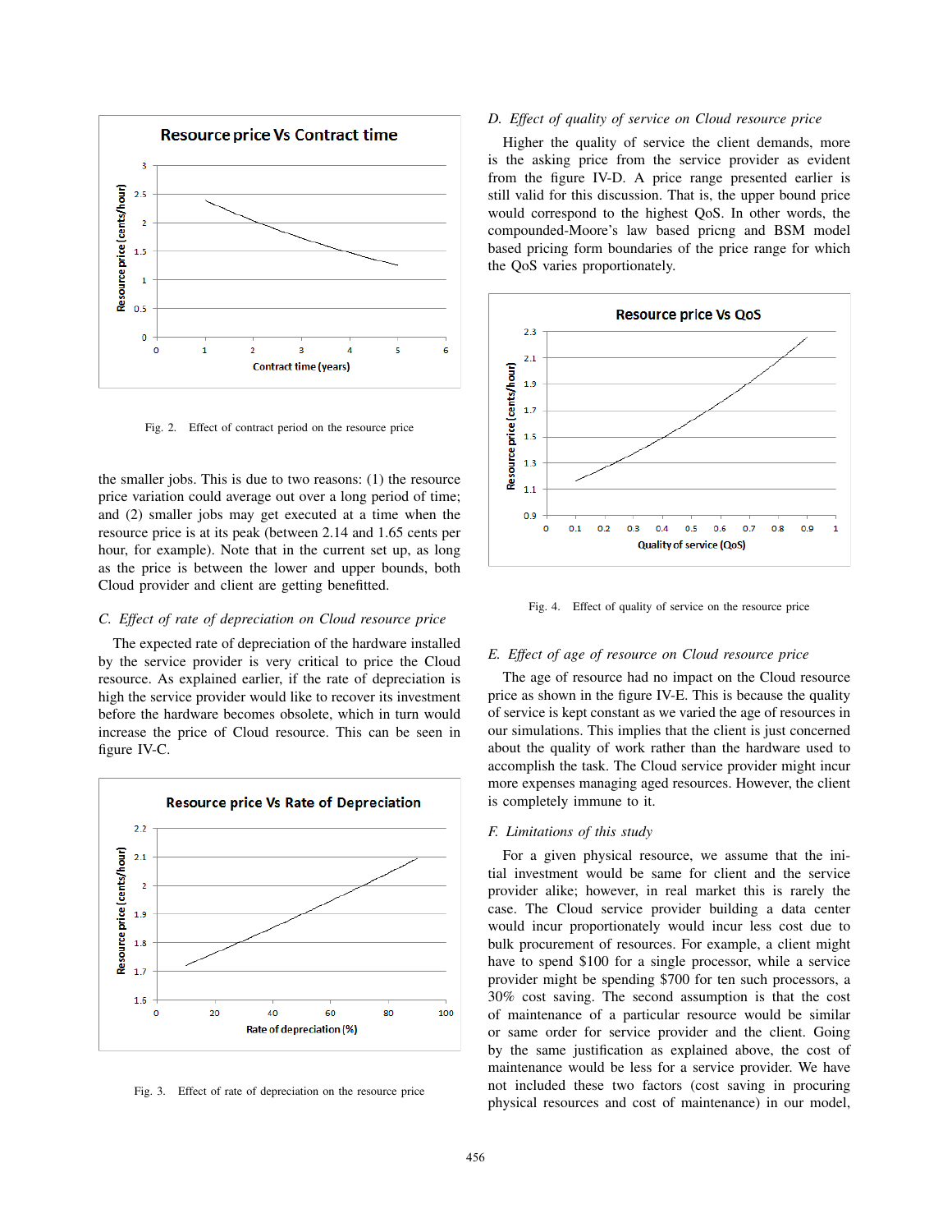Fig. 2. Effect of contract period on the resource price

the smaller jobs. This is due to two reasons: (1) the resource price variation could average out over a long period of time; and (2) smaller jobs may get executed at a time when the resource price is at its peak (between 2.14 and 1.65 cents per hour, for example). Note that in the current set up, as long as the price is between the lower and upper bounds, both Cloud provider and client are getting benefitted.

### *C. Effect of rate of depreciation on Cloud resource price*

The expected rate of depreciation of the hardware installed by the service provider is very critical to price the Cloud resource. As explained earlier, if the rate of depreciation is high the service provider would like to recover its investment before the hardware becomes obsolete, which in turn would increase the price of Cloud resource. This can be seen in figure IV-C.

Fig. 3. Effect of rate of depreciation on the resource price

### *D. Effect of quality of service on Cloud resource price*

Higher the quality of service the client demands, more is the asking price from the service provider as evident from the figure IV-D. A price range presented earlier is still valid for this discussion. That is, the upper bound price would correspond to the highest QoS. In other words, the compounded-Moore's law based pricng and BSM model based pricing form boundaries of the price range for which the QoS varies proportionately.

Fig. 4. Effect of quality of service on the resource price

### *E. Effect of age of resource on Cloud resource price*

The age of resource had no impact on the Cloud resource price as shown in the figure IV-E. This is because the quality of service is kept constant as we varied the age of resources in our simulations. This implies that the client is just concerned about the quality of work rather than the hardware used to accomplish the task. The Cloud service provider might incur more expenses managing aged resources. However, the client is completely immune to it.

### *F. Limitations of this study*

For a given physical resource, we assume that the initial investment would be same for client and the service provider alike; however, in real market this is rarely the case. The Cloud service provider building a data center would incur proportionately would incur less cost due to bulk procurement of resources. For example, a client might have to spend $100 for a single processor, while a service provider might be spending $700 for ten such processors, a 30% cost saving. The second assumption is that the cost of maintenance of a particular resource would be similar or same order for service provider and the client. Going by the same justification as explained above, the cost of maintenance would be less for a service provider. We have not included these two factors (cost saving in procuring physical resources and cost of maintenance) in our model,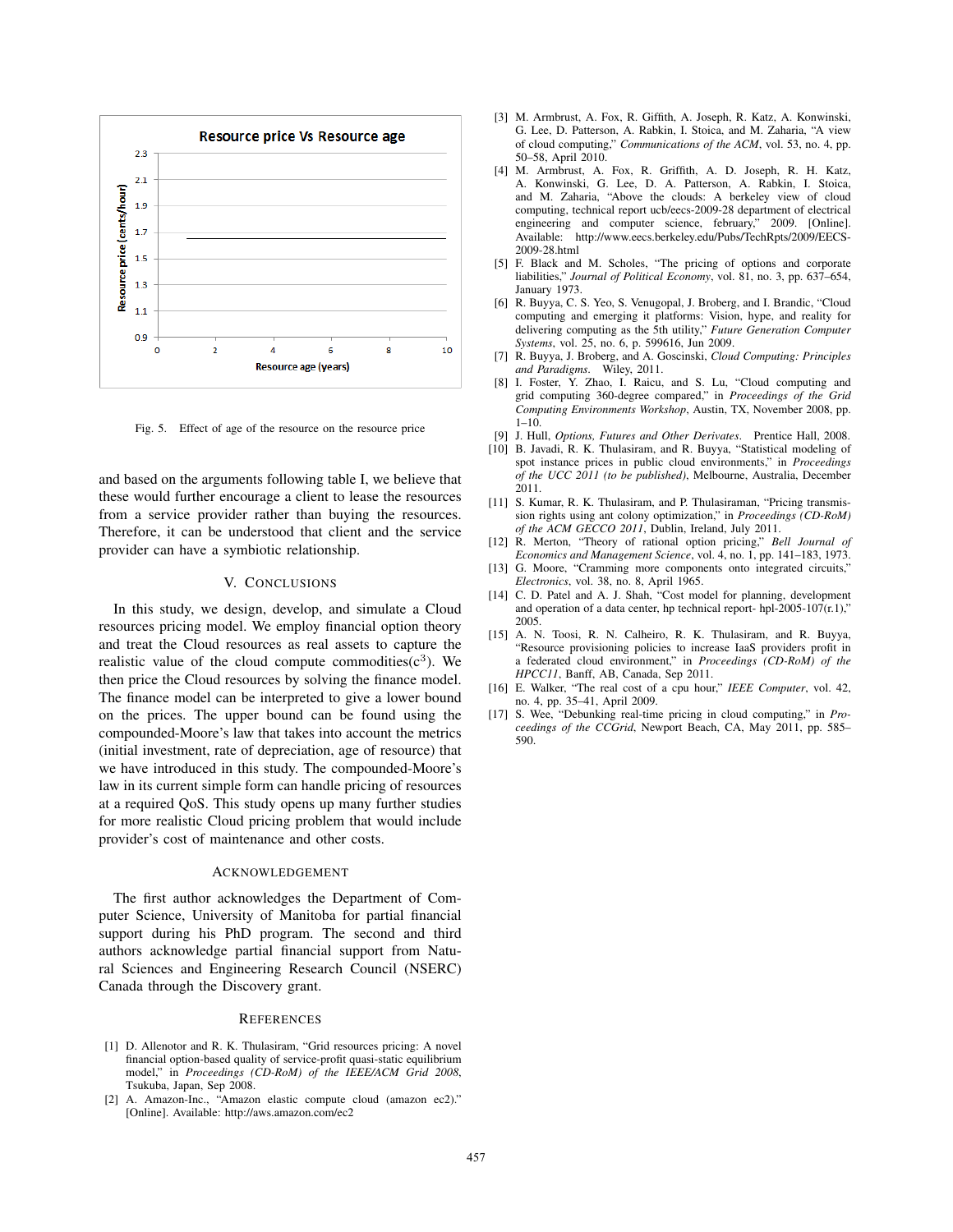Resource price Vs Resource age

Resource price (cents/hour)

2.3
2.1
1.9
1.7
1.5
1.3
1.1
0.9

0
2
4
6
8
10

Resource age (years)

Fig. 5. Effect of age of the resource on the resource price

and based on the arguments following table I, we believe that these would further encourage a client to lease the resources from a service provider rather than buying the resources. Therefore, it can be understood that client and the service provider can have a symbiotic relationship.

## V. Conclusions

In this study, we design, develop, and simulate a Cloud resources pricing model. We employ financial option theory and treat the Cloud resources as real assets to capture the realistic value of the cloud compute commodities($c^3$). We then price the Cloud resources by solving the finance model. The finance model can be interpreted to give a lower bound on the prices. The upper bound can be found using the compounded-Moore's law that takes into account the metrics (initial investment, rate of depreciation, age of resource) that we have introduced in this study. The compounded-Moore's law in its current simple form can handle pricing of resources at a required QoS. This study opens up many further studies for more realistic Cloud pricing problem that would include provider's cost of maintenance and other costs.

## Acknowledgement

The first author acknowledges the Department of Computer Science, University of Manitoba for partial financial support during his PhD program. The second and third authors acknowledge partial financial support from Natural Sciences and Engineering Research Council (NSERC) Canada through the Discovery grant.

## References

[1] D. Allenotor and R. K. Thulasiram, "Grid resources pricing: A novel financial option-based quality of service-profit quasi-static equilibrium model," in *Proceedings (CD-RoM) of the IEEE/ACM Grid 2008*, Tsukuba, Japan, Sep 2008.

[2] A. Amazon-Inc., "Amazon elastic compute cloud (amazon ec2)." [Online]. Available: http://aws.amazon.com/ec2

[3] M. Armbrust, A. Fox, R. Giffith, A. Joseph, R. Katz, A. Konwinski, G. Lee, D. Patterson, A. Rabkin, I. Stoica, and M. Zaharia, "A view of cloud computing," *Communications of the ACM*, vol. 53, no. 4, pp. 50–58, April 2010.

[4] M. Armbrust, A. Fox, R. Griffith, A. D. Joseph, R. H. Katz, A. Konwinski, G. Lee, D. A. Patterson, A. Rabkin, I. Stoica, and M. Zaharia, "Above the clouds: A berkeley view of cloud computing, technical report ucb/eecs-2009-28 department of electrical engineering and computer science, february," 2009. [Online]. Available: http://www.eecs.berkeley.edu/Pubs/TechRpts/2009/EECS-2009-28.html

[5] F. Black and M. Scholes, "The pricing of options and corporate liabilities," *Journal of Political Economy*, vol. 81, no. 3, pp. 637–654, January 1973.

[6] R. Buyya, C. S. Yeo, S. Venugopal, J. Broberg, and I. Brandic, "Cloud computing and emerging it platforms: Vision, hype, and reality for delivering computing as the 5th utility," *Future Generation Computer Systems*, vol. 25, no. 6, p. 599616, Jun 2009.

[7] R. Buyya, J. Broberg, and A. Goscinski, *Cloud Computing: Principles and Paradigms*. Wiley, 2011.

[8] I. Foster, Y. Zhao, I. Raicu, and S. Lu, "Cloud computing and grid computing 360-degree compared," in *Proceedings of the Grid Computing Environments Workshop*, Austin, TX, November 2008, pp. 1–10.

[9] J. Hull, *Options, Futures and Other Derivates*. Prentice Hall, 2008.

[10] B. Javadi, R. K. Thulasiram, and R. Buyya, "Statistical modeling of spot instance prices in public cloud environments," in *Proceedings of the UCC 2011 (to be published)*, Melbourne, Australia, December 2011.

[11] S. Kumar, R. K. Thulasiram, and P. Thulasiraman, "Pricing transmission rights using ant colony optimization," in *Proceedings (CD-RoM) of the ACM GECCO 2011*, Dublin, Ireland, July 2011.

[12] R. Merton, "Theory of rational option pricing," *Bell Journal of Economics and Management Science*, vol. 4, no. 1, pp. 141–183, 1973.

[13] G. Moore, "Cramming more components onto integrated circuits," *Electronics*, vol. 38, no. 8, April 1965.

[14] C. D. Patel and A. J. Shah, "Cost model for planning, development and operation of a data center, hp technical report- hpl-2005-107(r.1)," 2005.

[15] A. N. Toosi, R. N. Calheiro, R. K. Thulasiram, and R. Buyya, "Resource provisioning policies to increase IaaS providers profit in a federated cloud environment," in *Proceedings (CD-RoM) of the HPCC11*, Banff, AB, Canada, Sep 2011.

[16] E. Walker, "The real cost of a cpu hour," *IEEE Computer*, vol. 42, no. 4, pp. 35–41, April 2009.

[17] S. Wee, "Debunking real-time pricing in cloud computing," in *Proceedings of the CCGrid*, Newport Beach, CA, May 2011, pp. 585–590.